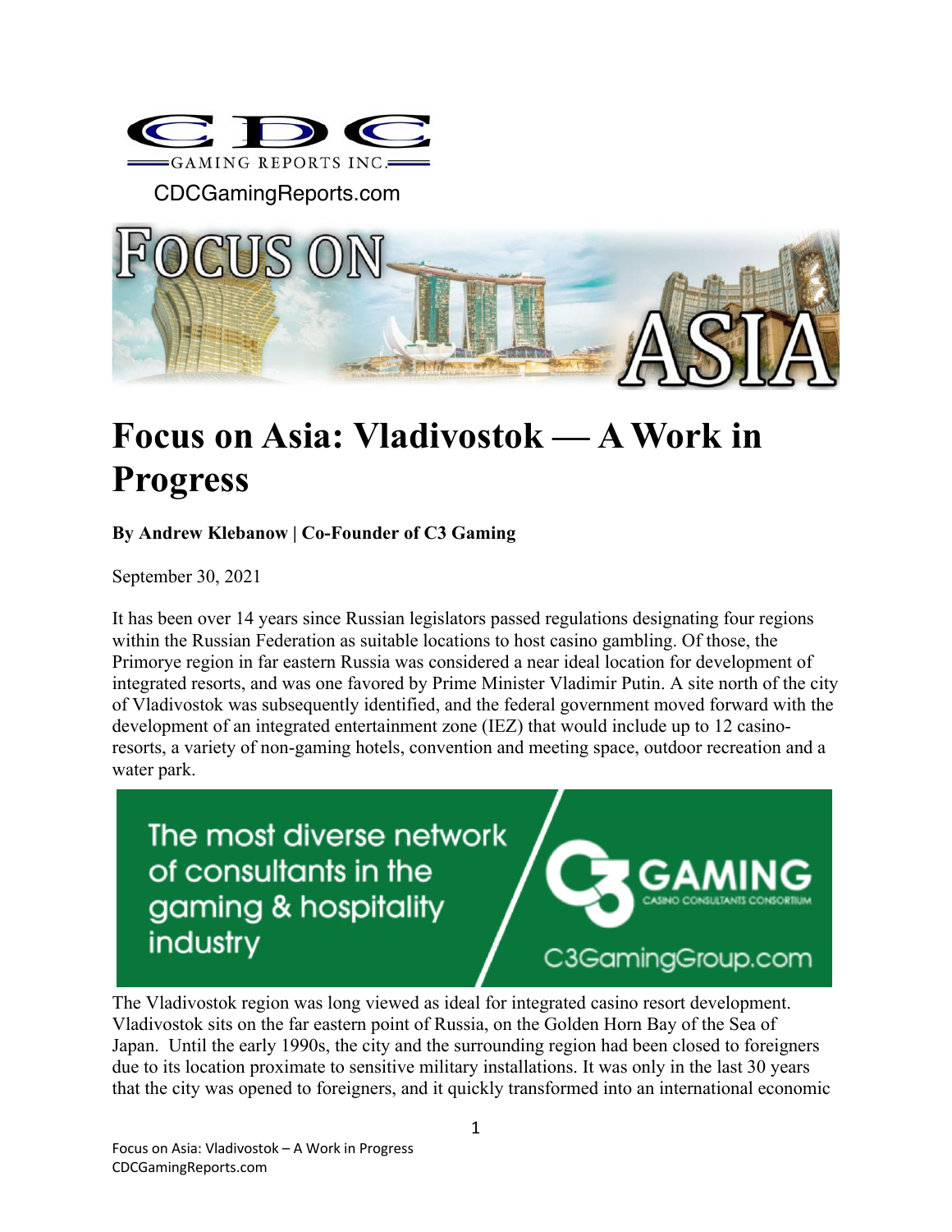CDC Gaming Reports Inc.

CDCGamingReports.com

# Focus on Asia: Vladivostok — A Work in Progress

**By Andrew Klebanow | Co-Founder of C3 Gaming**

September 30, 2021

It has been over 14 years since Russian legislators passed regulations designating four regions within the Russian Federation as suitable locations to host casino gambling. Of those, the Primorye region in far eastern Russia was considered a near ideal location for development of integrated resorts, and was one favored by Prime Minister Vladimir Putin. A site north of the city of Vladivostok was subsequently identified, and the federal government moved forward with the development of an integrated entertainment zone (IEZ) that would include up to 12 casino-resorts, a variety of non-gaming hotels, convention and meeting space, outdoor recreation and a water park.

The Vladivostok region was long viewed as ideal for integrated casino resort development. Vladivostok sits on the far eastern point of Russia, on the Golden Horn Bay of the Sea of Japan. Until the early 1990s, the city and the surrounding region had been closed to foreigners due to its location proximate to sensitive military installations. It was only in the last 30 years that the city was opened to foreigners, and it quickly transformed into an international economic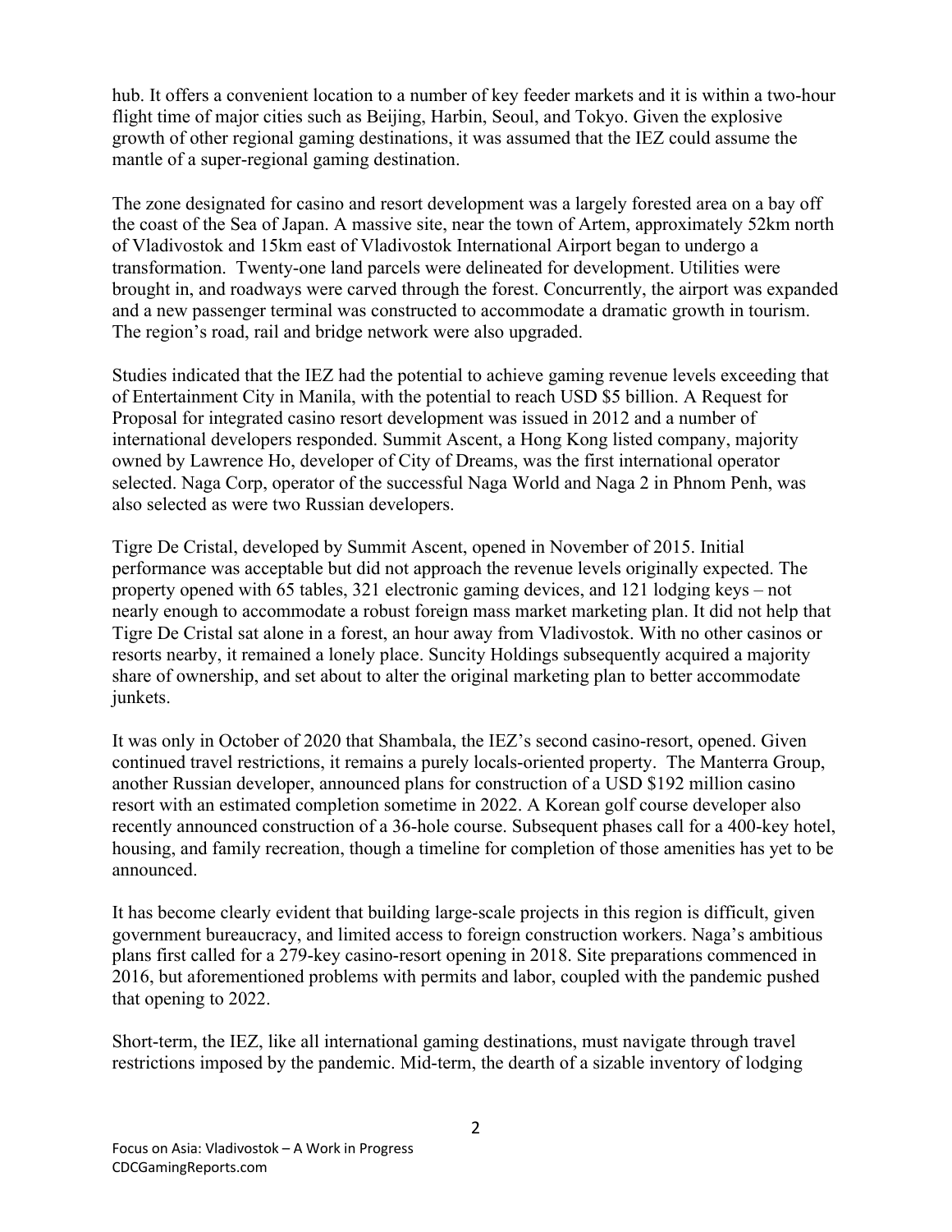hub. It offers a convenient location to a number of key feeder markets and it is within a two-hour flight time of major cities such as Beijing, Harbin, Seoul, and Tokyo. Given the explosive growth of other regional gaming destinations, it was assumed that the IEZ could assume the mantle of a super-regional gaming destination.

The zone designated for casino and resort development was a largely forested area on a bay off the coast of the Sea of Japan. A massive site, near the town of Artem, approximately 52km north of Vladivostok and 15km east of Vladivostok International Airport began to undergo a transformation. Twenty-one land parcels were delineated for development. Utilities were brought in, and roadways were carved through the forest. Concurrently, the airport was expanded and a new passenger terminal was constructed to accommodate a dramatic growth in tourism. The region's road, rail and bridge network were also upgraded.

Studies indicated that the IEZ had the potential to achieve gaming revenue levels exceeding that of Entertainment City in Manila, with the potential to reach USD $5 billion. A Request for Proposal for integrated casino resort development was issued in 2012 and a number of international developers responded. Summit Ascent, a Hong Kong listed company, majority owned by Lawrence Ho, developer of City of Dreams, was the first international operator selected. Naga Corp, operator of the successful Naga World and Naga 2 in Phnom Penh, was also selected as were two Russian developers.

Tigre De Cristal, developed by Summit Ascent, opened in November of 2015. Initial performance was acceptable but did not approach the revenue levels originally expected. The property opened with 65 tables, 321 electronic gaming devices, and 121 lodging keys – not nearly enough to accommodate a robust foreign mass market marketing plan. It did not help that Tigre De Cristal sat alone in a forest, an hour away from Vladivostok. With no other casinos or resorts nearby, it remained a lonely place. Suncity Holdings subsequently acquired a majority share of ownership, and set about to alter the original marketing plan to better accommodate junkets.

It was only in October of 2020 that Shambala, the IEZ's second casino-resort, opened. Given continued travel restrictions, it remains a purely locals-oriented property. The Manterra Group, another Russian developer, announced plans for construction of a USD $192 million casino resort with an estimated completion sometime in 2022. A Korean golf course developer also recently announced construction of a 36-hole course. Subsequent phases call for a 400-key hotel, housing, and family recreation, though a timeline for completion of those amenities has yet to be announced.

It has become clearly evident that building large-scale projects in this region is difficult, given government bureaucracy, and limited access to foreign construction workers. Naga's ambitious plans first called for a 279-key casino-resort opening in 2018. Site preparations commenced in 2016, but aforementioned problems with permits and labor, coupled with the pandemic pushed that opening to 2022.

Short-term, the IEZ, like all international gaming destinations, must navigate through travel restrictions imposed by the pandemic. Mid-term, the dearth of a sizable inventory of lodging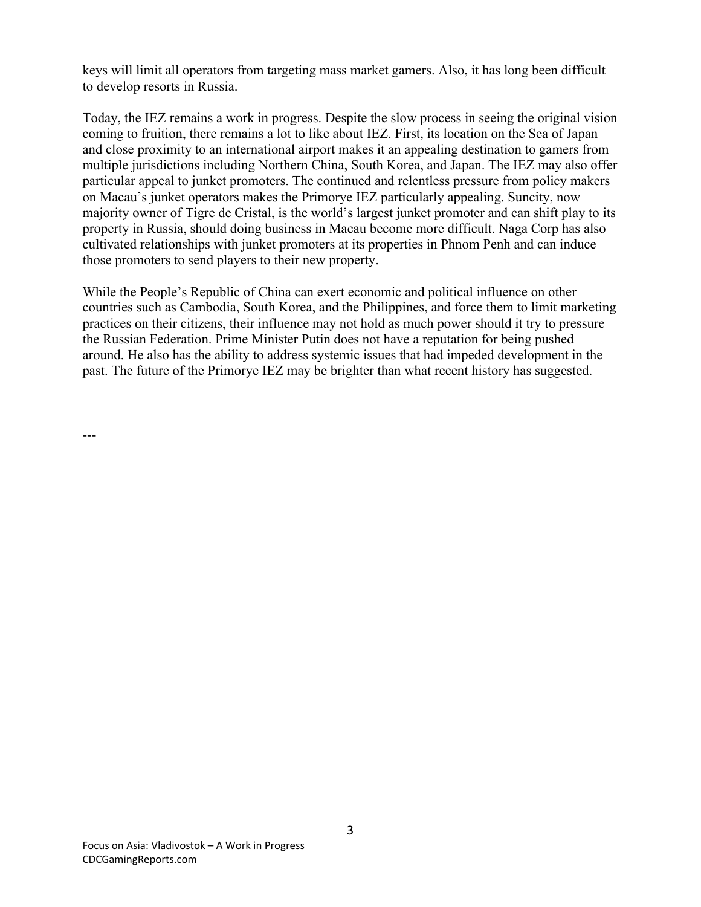keys will limit all operators from targeting mass market gamers. Also, it has long been difficult to develop resorts in Russia.

Today, the IEZ remains a work in progress. Despite the slow process in seeing the original vision coming to fruition, there remains a lot to like about IEZ. First, its location on the Sea of Japan and close proximity to an international airport makes it an appealing destination to gamers from multiple jurisdictions including Northern China, South Korea, and Japan. The IEZ may also offer particular appeal to junket promoters. The continued and relentless pressure from policy makers on Macau's junket operators makes the Primorye IEZ particularly appealing. Suncity, now majority owner of Tigre de Cristal, is the world's largest junket promoter and can shift play to its property in Russia, should doing business in Macau become more difficult. Naga Corp has also cultivated relationships with junket promoters at its properties in Phnom Penh and can induce those promoters to send players to their new property.

While the People's Republic of China can exert economic and political influence on other countries such as Cambodia, South Korea, and the Philippines, and force them to limit marketing practices on their citizens, their influence may not hold as much power should it try to pressure the Russian Federation. Prime Minister Putin does not have a reputation for being pushed around. He also has the ability to address systemic issues that had impeded development in the past. The future of the Primorye IEZ may be brighter than what recent history has suggested.

---